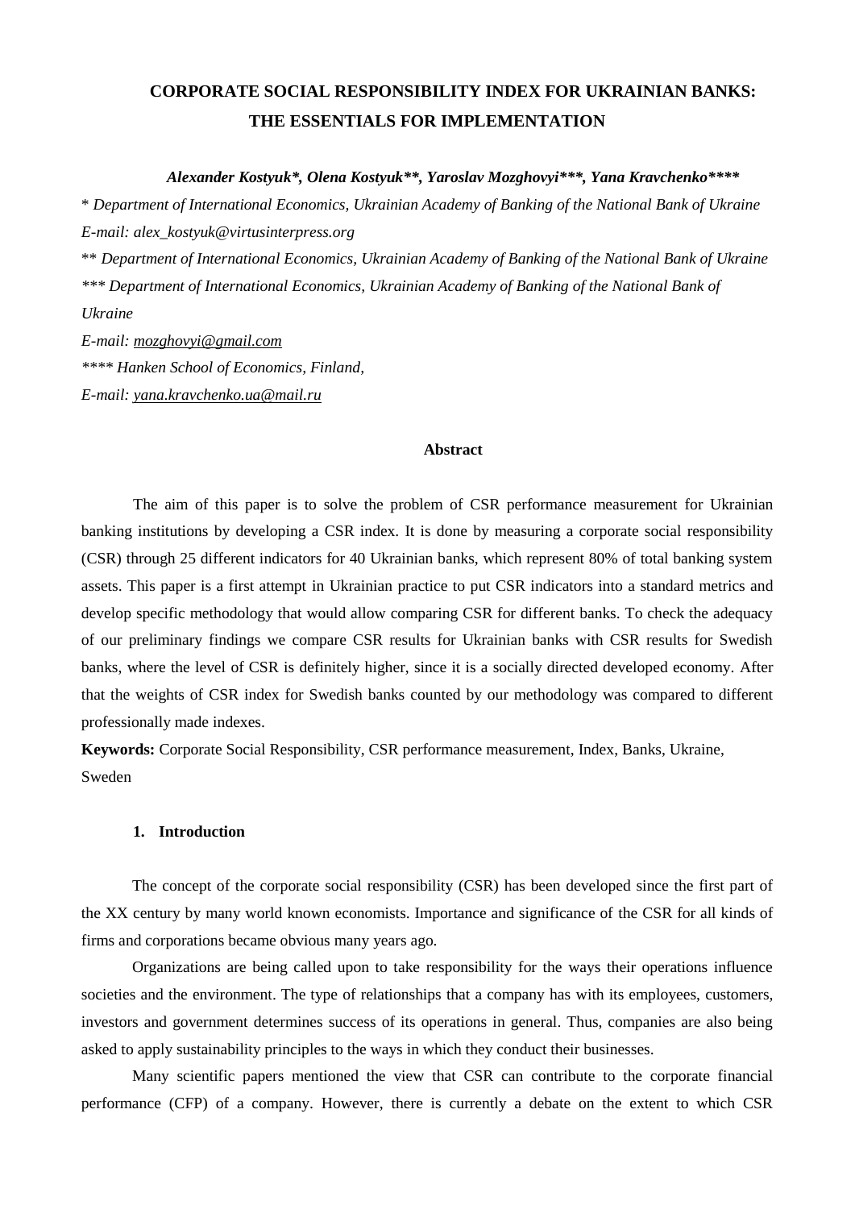# CORPORATE SOCIAL RESPONSIBILITY INDEX FOR UKRAINIAN BANKS: THE ESSENTIALS FOR IMPLEMENTATION

***Alexander Kostyuk\*, Olena Kostyuk\*\*, Yaroslav Mozghovyi\*\*\*, Yana Kravchenko\*\*\*\****

\* *Department of International Economics, Ukrainian Academy of Banking of the National Bank of Ukraine*
*E-mail: alex_kostyuk@virtusinterpress.org*

\*\* *Department of International Economics, Ukrainian Academy of Banking of the National Bank of Ukraine*

*\*\*\* Department of International Economics, Ukrainian Academy of Banking of the National Bank of Ukraine*

*E-mail: mozghovyi@gmail.com*

*\*\*\*\* Hanken School of Economics, Finland,*

*E-mail: yana.kravchenko.ua@mail.ru*

**Abstract**

The aim of this paper is to solve the problem of CSR performance measurement for Ukrainian banking institutions by developing a CSR index. It is done by measuring a corporate social responsibility (CSR) through 25 different indicators for 40 Ukrainian banks, which represent 80% of total banking system assets. This paper is a first attempt in Ukrainian practice to put CSR indicators into a standard metrics and develop specific methodology that would allow comparing CSR for different banks. To check the adequacy of our preliminary findings we compare CSR results for Ukrainian banks with CSR results for Swedish banks, where the level of CSR is definitely higher, since it is a socially directed developed economy. After that the weights of CSR index for Swedish banks counted by our methodology was compared to different professionally made indexes.

**Keywords:** Corporate Social Responsibility, CSR performance measurement, Index, Banks, Ukraine, Sweden

## 1. Introduction

The concept of the corporate social responsibility (CSR) has been developed since the first part of the XX century by many world known economists. Importance and significance of the CSR for all kinds of firms and corporations became obvious many years ago.

Organizations are being called upon to take responsibility for the ways their operations influence societies and the environment. The type of relationships that a company has with its employees, customers, investors and government determines success of its operations in general. Thus, companies are also being asked to apply sustainability principles to the ways in which they conduct their businesses.

Many scientific papers mentioned the view that CSR can contribute to the corporate financial performance (CFP) of a company. However, there is currently a debate on the extent to which CSR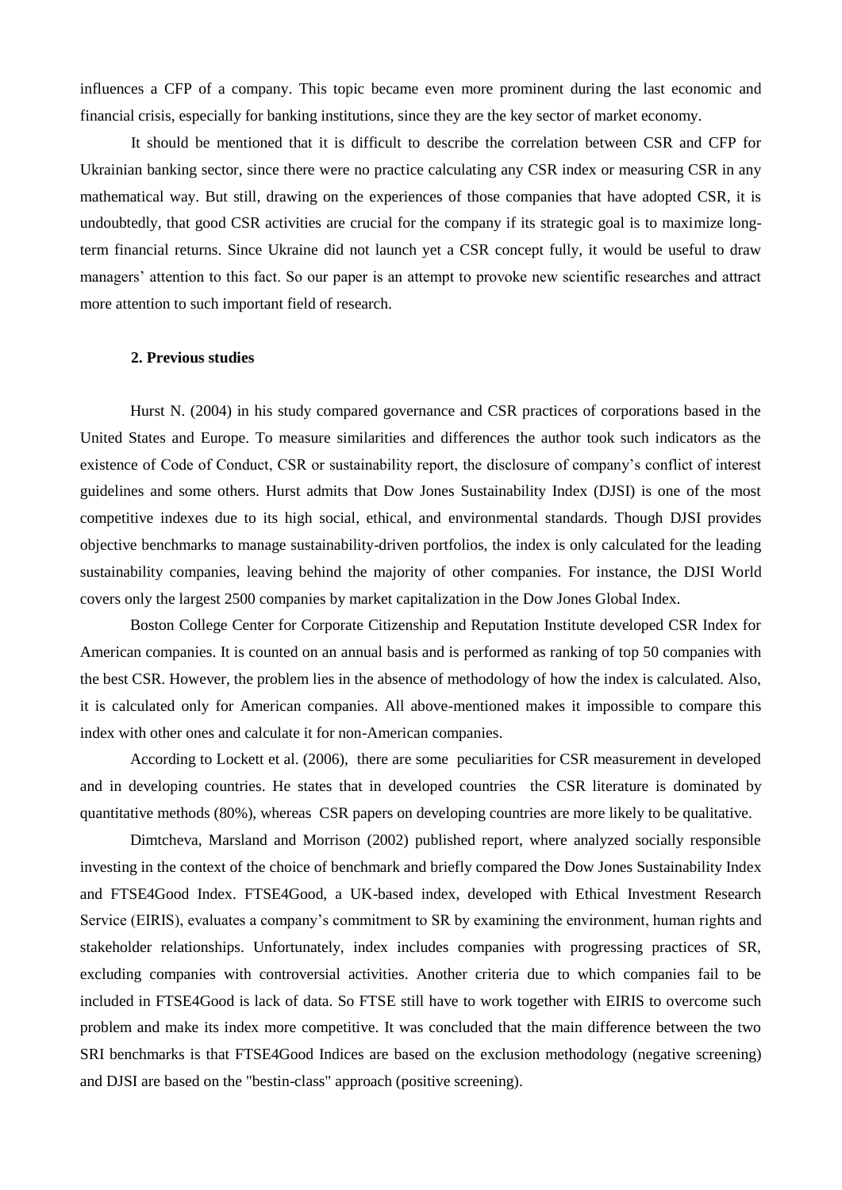influences a CFP of a company. This topic became even more prominent during the last economic and financial crisis, especially for banking institutions, since they are the key sector of market economy.

It should be mentioned that it is difficult to describe the correlation between CSR and CFP for Ukrainian banking sector, since there were no practice calculating any CSR index or measuring CSR in any mathematical way. But still, drawing on the experiences of those companies that have adopted CSR, it is undoubtedly, that good CSR activities are crucial for the company if its strategic goal is to maximize long-term financial returns. Since Ukraine did not launch yet a CSR concept fully, it would be useful to draw managers' attention to this fact. So our paper is an attempt to provoke new scientific researches and attract more attention to such important field of research.

## 2. Previous studies

Hurst N. (2004) in his study compared governance and CSR practices of corporations based in the United States and Europe. To measure similarities and differences the author took such indicators as the existence of Code of Conduct, CSR or sustainability report, the disclosure of company's conflict of interest guidelines and some others. Hurst admits that Dow Jones Sustainability Index (DJSI) is one of the most competitive indexes due to its high social, ethical, and environmental standards. Though DJSI provides objective benchmarks to manage sustainability-driven portfolios, the index is only calculated for the leading sustainability companies, leaving behind the majority of other companies. For instance, the DJSI World covers only the largest 2500 companies by market capitalization in the Dow Jones Global Index.

Boston College Center for Corporate Citizenship and Reputation Institute developed CSR Index for American companies. It is counted on an annual basis and is performed as ranking of top 50 companies with the best CSR. However, the problem lies in the absence of methodology of how the index is calculated. Also, it is calculated only for American companies. All above-mentioned makes it impossible to compare this index with other ones and calculate it for non-American companies.

According to Lockett et al. (2006), there are some peculiarities for CSR measurement in developed and in developing countries. He states that in developed countries the CSR literature is dominated by quantitative methods (80%), whereas CSR papers on developing countries are more likely to be qualitative.

Dimtcheva, Marsland and Morrison (2002) published report, where analyzed socially responsible investing in the context of the choice of benchmark and briefly compared the Dow Jones Sustainability Index and FTSE4Good Index. FTSE4Good, a UK-based index, developed with Ethical Investment Research Service (EIRIS), evaluates a company's commitment to SR by examining the environment, human rights and stakeholder relationships. Unfortunately, index includes companies with progressing practices of SR, excluding companies with controversial activities. Another criteria due to which companies fail to be included in FTSE4Good is lack of data. So FTSE still have to work together with EIRIS to overcome such problem and make its index more competitive. It was concluded that the main difference between the two SRI benchmarks is that FTSE4Good Indices are based on the exclusion methodology (negative screening) and DJSI are based on the "bestin-class" approach (positive screening).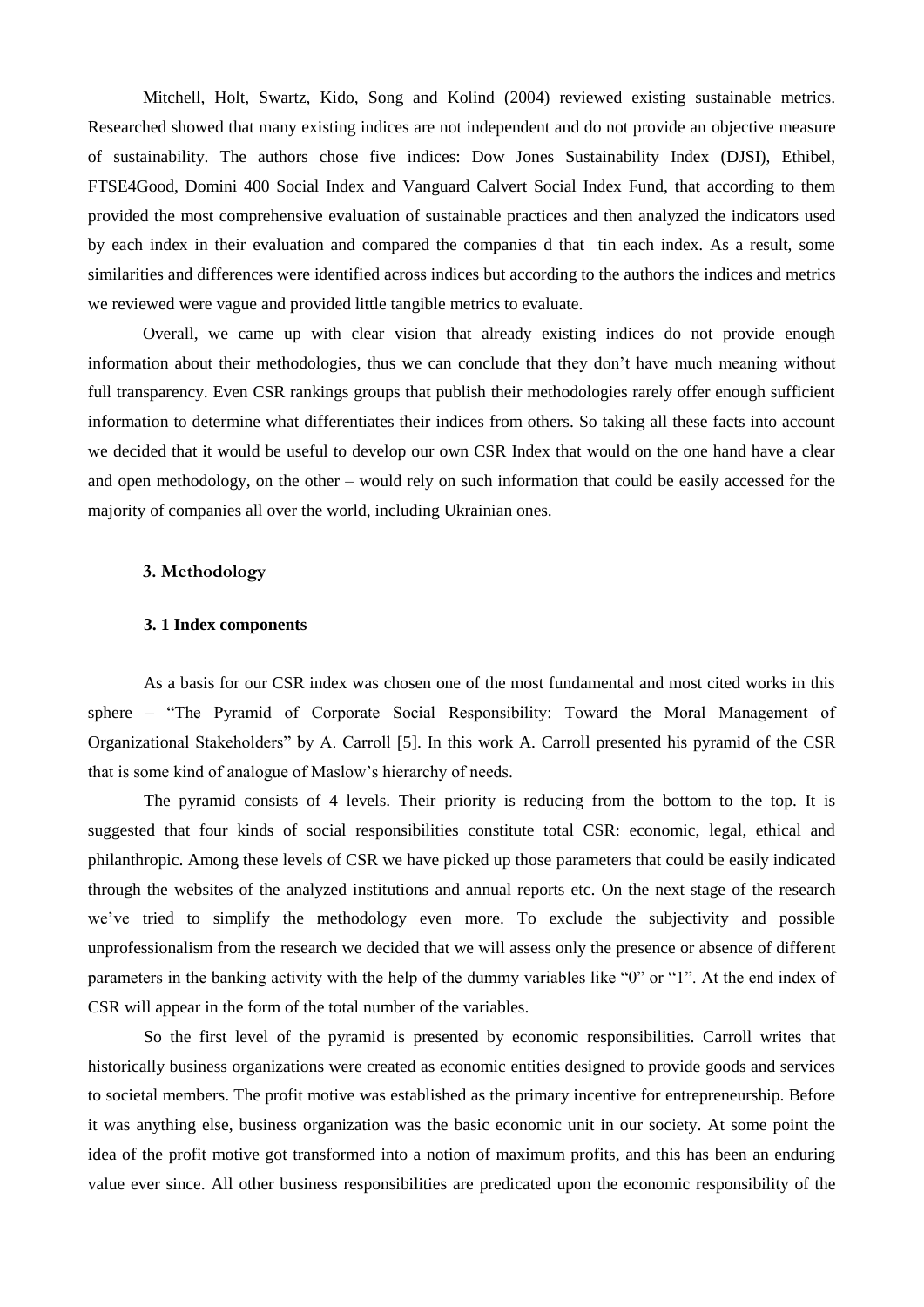Mitchell, Holt, Swartz, Kido, Song and Kolind (2004) reviewed existing sustainable metrics. Researched showed that many existing indices are not independent and do not provide an objective measure of sustainability. The authors chose five indices: Dow Jones Sustainability Index (DJSI), Ethibel, FTSE4Good, Domini 400 Social Index and Vanguard Calvert Social Index Fund, that according to them provided the most comprehensive evaluation of sustainable practices and then analyzed the indicators used by each index in their evaluation and compared the companies d that tin each index. As a result, some similarities and differences were identified across indices but according to the authors the indices and metrics we reviewed were vague and provided little tangible metrics to evaluate.

Overall, we came up with clear vision that already existing indices do not provide enough information about their methodologies, thus we can conclude that they don't have much meaning without full transparency. Even CSR rankings groups that publish their methodologies rarely offer enough sufficient information to determine what differentiates their indices from others. So taking all these facts into account we decided that it would be useful to develop our own CSR Index that would on the one hand have a clear and open methodology, on the other – would rely on such information that could be easily accessed for the majority of companies all over the world, including Ukrainian ones.

## 3. Methodology

### 3. 1 Index components

As a basis for our CSR index was chosen one of the most fundamental and most cited works in this sphere – "The Pyramid of Corporate Social Responsibility: Toward the Moral Management of Organizational Stakeholders" by A. Carroll [5]. In this work A. Carroll presented his pyramid of the CSR that is some kind of analogue of Maslow's hierarchy of needs.

The pyramid consists of 4 levels. Their priority is reducing from the bottom to the top. It is suggested that four kinds of social responsibilities constitute total CSR: economic, legal, ethical and philanthropic. Among these levels of CSR we have picked up those parameters that could be easily indicated through the websites of the analyzed institutions and annual reports etc. On the next stage of the research we've tried to simplify the methodology even more. To exclude the subjectivity and possible unprofessionalism from the research we decided that we will assess only the presence or absence of different parameters in the banking activity with the help of the dummy variables like "0" or "1". At the end index of CSR will appear in the form of the total number of the variables.

So the first level of the pyramid is presented by economic responsibilities. Carroll writes that historically business organizations were created as economic entities designed to provide goods and services to societal members. The profit motive was established as the primary incentive for entrepreneurship. Before it was anything else, business organization was the basic economic unit in our society. At some point the idea of the profit motive got transformed into a notion of maximum profits, and this has been an enduring value ever since. All other business responsibilities are predicated upon the economic responsibility of the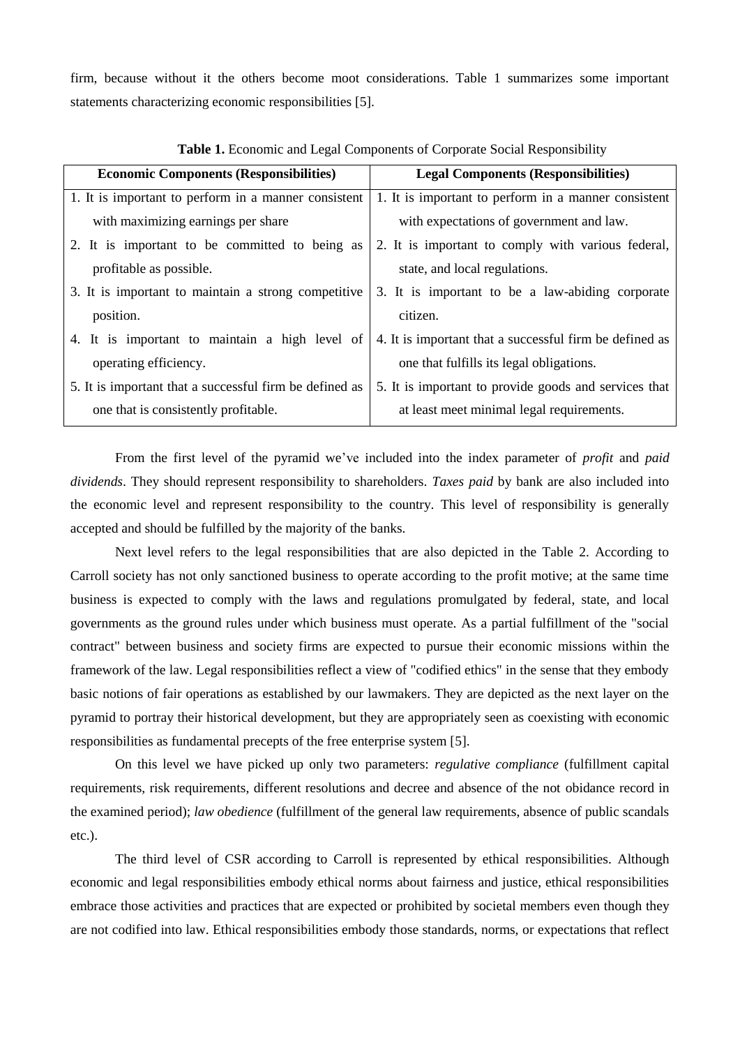firm, because without it the others become moot considerations. Table 1 summarizes some important statements characterizing economic responsibilities [5].

**Table 1.** Economic and Legal Components of Corporate Social Responsibility

| **Economic Components (Responsibilities)** | **Legal Components (Responsibilities)** |
|---|---|
| 1. It is important to perform in a manner consistent with maximizing earnings per share | 1. It is important to perform in a manner consistent with expectations of government and law. |
| 2. It is important to be committed to being as profitable as possible. | 2. It is important to comply with various federal, state, and local regulations. |
| 3. It is important to maintain a strong competitive position. | 3. It is important to be a law-abiding corporate citizen. |
| 4. It is important to maintain a high level of operating efficiency. | 4. It is important that a successful firm be defined as one that fulfills its legal obligations. |
| 5. It is important that a successful firm be defined as one that is consistently profitable. | 5. It is important to provide goods and services that at least meet minimal legal requirements. |

From the first level of the pyramid we've included into the index parameter of *profit* and *paid dividends*. They should represent responsibility to shareholders. *Taxes paid* by bank are also included into the economic level and represent responsibility to the country. This level of responsibility is generally accepted and should be fulfilled by the majority of the banks.

Next level refers to the legal responsibilities that are also depicted in the Table 2. According to Carroll society has not only sanctioned business to operate according to the profit motive; at the same time business is expected to comply with the laws and regulations promulgated by federal, state, and local governments as the ground rules under which business must operate. As a partial fulfillment of the "social contract" between business and society firms are expected to pursue their economic missions within the framework of the law. Legal responsibilities reflect a view of "codified ethics" in the sense that they embody basic notions of fair operations as established by our lawmakers. They are depicted as the next layer on the pyramid to portray their historical development, but they are appropriately seen as coexisting with economic responsibilities as fundamental precepts of the free enterprise system [5].

On this level we have picked up only two parameters: *regulative compliance* (fulfillment capital requirements, risk requirements, different resolutions and decree and absence of the not obidance record in the examined period); *law obedience* (fulfillment of the general law requirements, absence of public scandals etc.).

The third level of CSR according to Carroll is represented by ethical responsibilities. Although economic and legal responsibilities embody ethical norms about fairness and justice, ethical responsibilities embrace those activities and practices that are expected or prohibited by societal members even though they are not codified into law. Ethical responsibilities embody those standards, norms, or expectations that reflect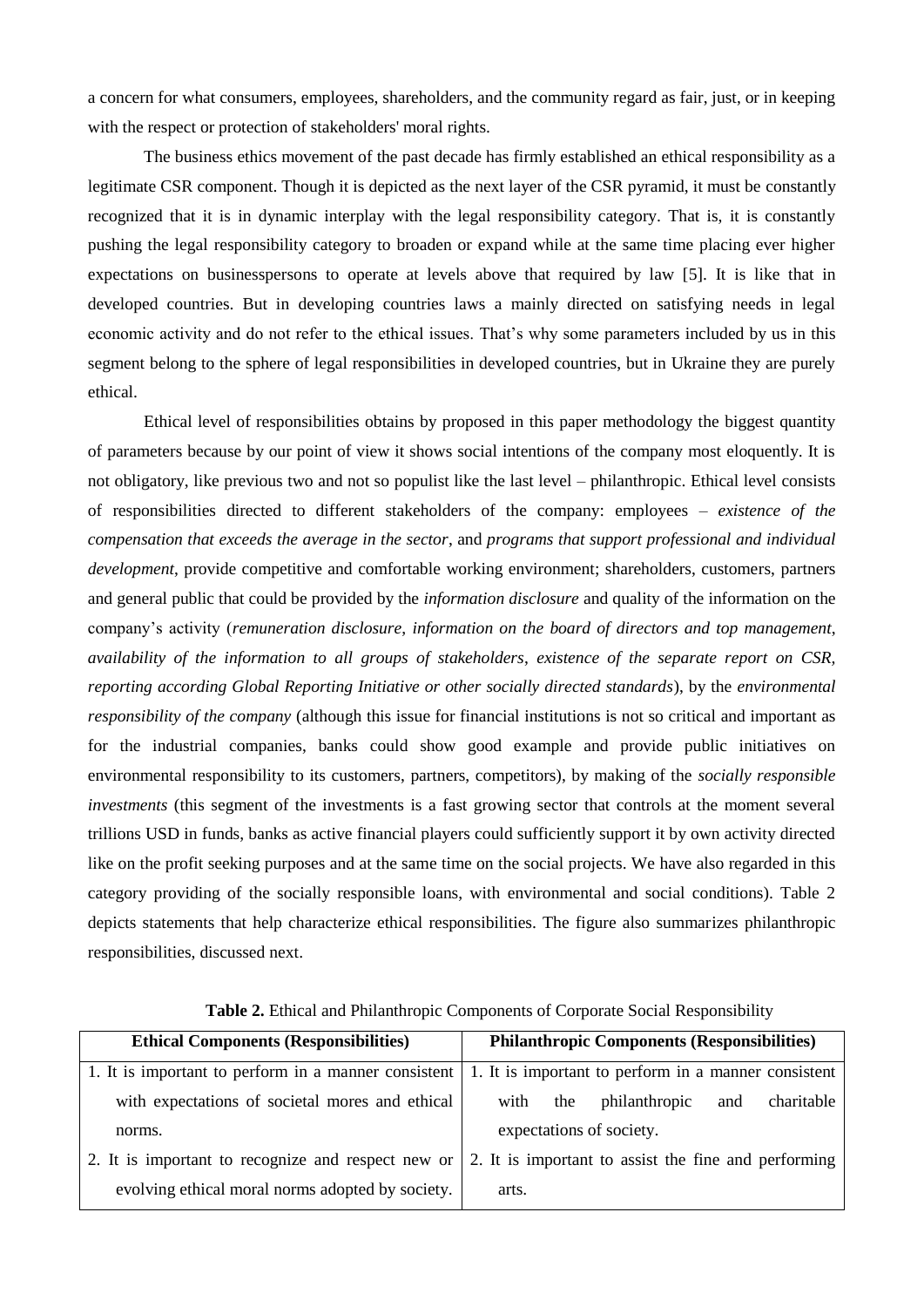a concern for what consumers, employees, shareholders, and the community regard as fair, just, or in keeping with the respect or protection of stakeholders' moral rights.

The business ethics movement of the past decade has firmly established an ethical responsibility as a legitimate CSR component. Though it is depicted as the next layer of the CSR pyramid, it must be constantly recognized that it is in dynamic interplay with the legal responsibility category. That is, it is constantly pushing the legal responsibility category to broaden or expand while at the same time placing ever higher expectations on businesspersons to operate at levels above that required by law [5]. It is like that in developed countries. But in developing countries laws a mainly directed on satisfying needs in legal economic activity and do not refer to the ethical issues. That's why some parameters included by us in this segment belong to the sphere of legal responsibilities in developed countries, but in Ukraine they are purely ethical.

Ethical level of responsibilities obtains by proposed in this paper methodology the biggest quantity of parameters because by our point of view it shows social intentions of the company most eloquently. It is not obligatory, like previous two and not so populist like the last level – philanthropic. Ethical level consists of responsibilities directed to different stakeholders of the company: employees – *existence of the compensation that exceeds the average in the sector*, and *programs that support professional and individual development*, provide competitive and comfortable working environment; shareholders, customers, partners and general public that could be provided by the *information disclosure* and quality of the information on the company's activity (*remuneration disclosure*, *information on the board of directors and top management*, *availability of the information to all groups of stakeholders*, *existence of the separate report on CSR, reporting according Global Reporting Initiative or other socially directed standards*), by the *environmental responsibility of the company* (although this issue for financial institutions is not so critical and important as for the industrial companies, banks could show good example and provide public initiatives on environmental responsibility to its customers, partners, competitors), by making of the *socially responsible investments* (this segment of the investments is a fast growing sector that controls at the moment several trillions USD in funds, banks as active financial players could sufficiently support it by own activity directed like on the profit seeking purposes and at the same time on the social projects. We have also regarded in this category providing of the socially responsible loans, with environmental and social conditions). Table 2 depicts statements that help characterize ethical responsibilities. The figure also summarizes philanthropic responsibilities, discussed next.

**Table 2.** Ethical and Philanthropic Components of Corporate Social Responsibility

| Ethical Components (Responsibilities) | Philanthropic Components (Responsibilities) |
|---|---|
| 1. It is important to perform in a manner consistent with expectations of societal mores and ethical norms. | 1. It is important to perform in a manner consistent with the philanthropic and charitable expectations of society. |
| 2. It is important to recognize and respect new or evolving ethical moral norms adopted by society. | 2. It is important to assist the fine and performing arts. |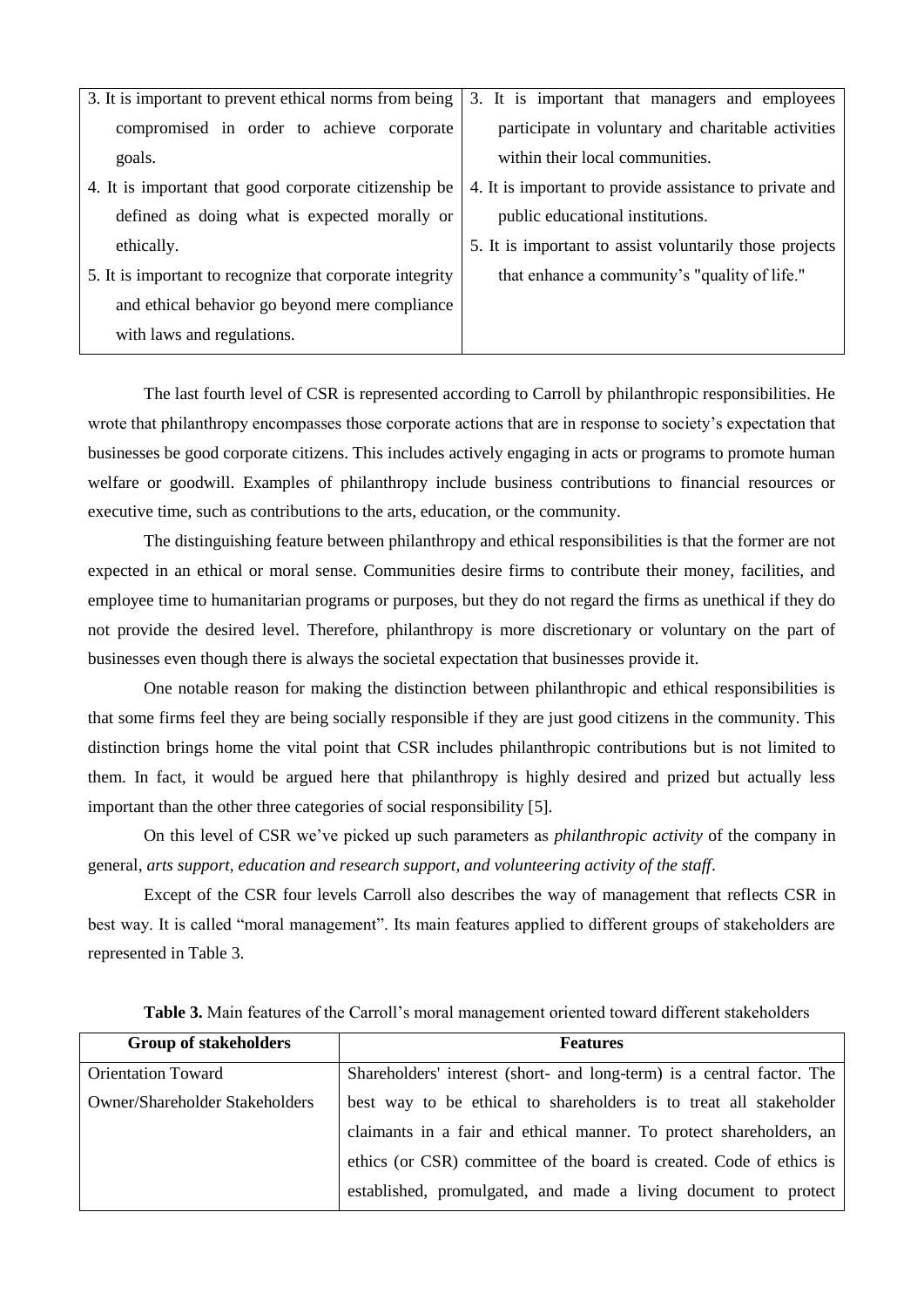| | |
|---|---|
| 3. It is important to prevent ethical norms from being compromised in order to achieve corporate goals. | 3. It is important that managers and employees participate in voluntary and charitable activities within their local communities. |
| 4. It is important that good corporate citizenship be defined as doing what is expected morally or ethically. | 4. It is important to provide assistance to private and public educational institutions. |
| 5. It is important to recognize that corporate integrity and ethical behavior go beyond mere compliance with laws and regulations. | 5. It is important to assist voluntarily those projects that enhance a community's "quality of life." |

The last fourth level of CSR is represented according to Carroll by philanthropic responsibilities. He wrote that philanthropy encompasses those corporate actions that are in response to society's expectation that businesses be good corporate citizens. This includes actively engaging in acts or programs to promote human welfare or goodwill. Examples of philanthropy include business contributions to financial resources or executive time, such as contributions to the arts, education, or the community.

The distinguishing feature between philanthropy and ethical responsibilities is that the former are not expected in an ethical or moral sense. Communities desire firms to contribute their money, facilities, and employee time to humanitarian programs or purposes, but they do not regard the firms as unethical if they do not provide the desired level. Therefore, philanthropy is more discretionary or voluntary on the part of businesses even though there is always the societal expectation that businesses provide it.

One notable reason for making the distinction between philanthropic and ethical responsibilities is that some firms feel they are being socially responsible if they are just good citizens in the community. This distinction brings home the vital point that CSR includes philanthropic contributions but is not limited to them. In fact, it would be argued here that philanthropy is highly desired and prized but actually less important than the other three categories of social responsibility [5].

On this level of CSR we've picked up such parameters as *philanthropic activity* of the company in general, *arts support, education and research support, and volunteering activity of the staff*.

Except of the CSR four levels Carroll also describes the way of management that reflects CSR in best way. It is called "moral management". Its main features applied to different groups of stakeholders are represented in Table 3.

**Table 3.** Main features of the Carroll's moral management oriented toward different stakeholders

| Group of stakeholders | Features |
|---|---|
| Orientation Toward Owner/Shareholder Stakeholders | Shareholders' interest (short- and long-term) is a central factor. The best way to be ethical to shareholders is to treat all stakeholder claimants in a fair and ethical manner. To protect shareholders, an ethics (or CSR) committee of the board is created. Code of ethics is established, promulgated, and made a living document to protect |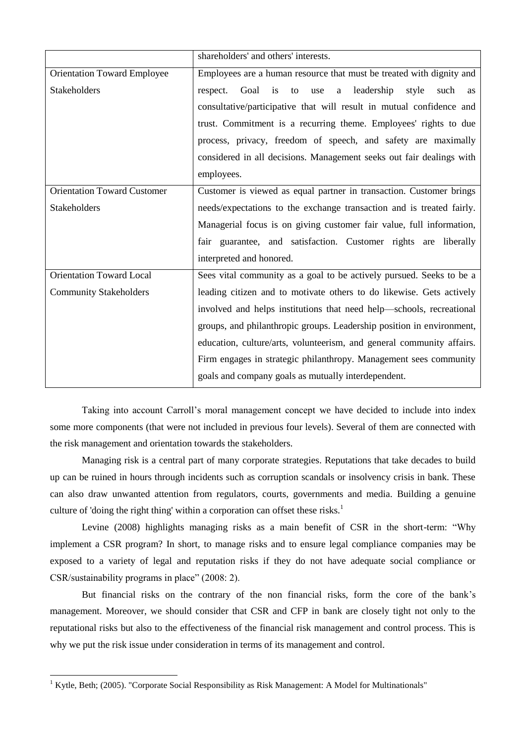| | |
|---|---|
| | shareholders' and others' interests. |
| Orientation Toward Employee Stakeholders | Employees are a human resource that must be treated with dignity and respect. Goal is to use a leadership style such as consultative/participative that will result in mutual confidence and trust. Commitment is a recurring theme. Employees' rights to due process, privacy, freedom of speech, and safety are maximally considered in all decisions. Management seeks out fair dealings with employees. |
| Orientation Toward Customer Stakeholders | Customer is viewed as equal partner in transaction. Customer brings needs/expectations to the exchange transaction and is treated fairly. Managerial focus is on giving customer fair value, full information, fair guarantee, and satisfaction. Customer rights are liberally interpreted and honored. |
| Orientation Toward Local Community Stakeholders | Sees vital community as a goal to be actively pursued. Seeks to be a leading citizen and to motivate others to do likewise. Gets actively involved and helps institutions that need help—schools, recreational groups, and philanthropic groups. Leadership position in environment, education, culture/arts, volunteerism, and general community affairs. Firm engages in strategic philanthropy. Management sees community goals and company goals as mutually interdependent. |

Taking into account Carroll's moral management concept we have decided to include into index some more components (that were not included in previous four levels). Several of them are connected with the risk management and orientation towards the stakeholders.

Managing risk is a central part of many corporate strategies. Reputations that take decades to build up can be ruined in hours through incidents such as corruption scandals or insolvency crisis in bank. These can also draw unwanted attention from regulators, courts, governments and media. Building a genuine culture of 'doing the right thing' within a corporation can offset these risks.[1]

Levine (2008) highlights managing risks as a main benefit of CSR in the short-term: "Why implement a CSR program? In short, to manage risks and to ensure legal compliance companies may be exposed to a variety of legal and reputation risks if they do not have adequate social compliance or CSR/sustainability programs in place" (2008: 2).

But financial risks on the contrary of the non financial risks, form the core of the bank's management. Moreover, we should consider that CSR and CFP in bank are closely tight not only to the reputational risks but also to the effectiveness of the financial risk management and control process. This is why we put the risk issue under consideration in terms of its management and control.

[1] Kytle, Beth; (2005). "Corporate Social Responsibility as Risk Management: A Model for Multinationals"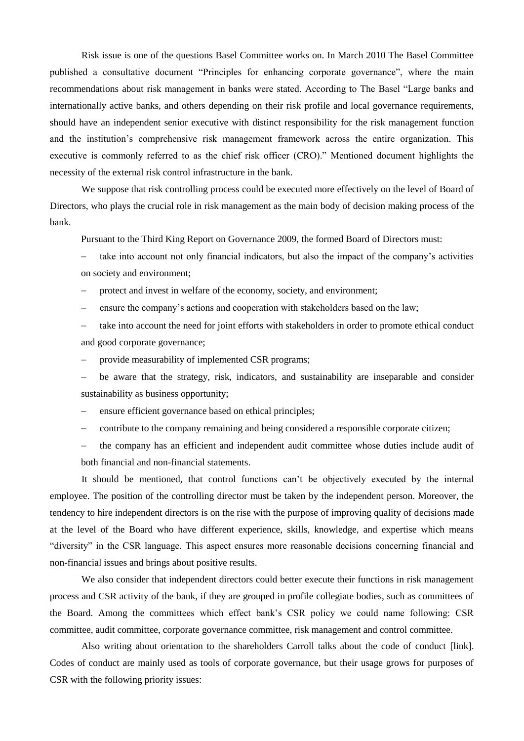Risk issue is one of the questions Basel Committee works on. In March 2010 The Basel Committee published a consultative document "Principles for enhancing corporate governance", where the main recommendations about risk management in banks were stated. According to The Basel "Large banks and internationally active banks, and others depending on their risk profile and local governance requirements, should have an independent senior executive with distinct responsibility for the risk management function and the institution's comprehensive risk management framework across the entire organization. This executive is commonly referred to as the chief risk officer (CRO)." Mentioned document highlights the necessity of the external risk control infrastructure in the bank.

We suppose that risk controlling process could be executed more effectively on the level of Board of Directors, who plays the crucial role in risk management as the main body of decision making process of the bank.

Pursuant to the Third King Report on Governance 2009, the formed Board of Directors must:

- take into account not only financial indicators, but also the impact of the company's activities on society and environment;
- protect and invest in welfare of the economy, society, and environment;
- ensure the company's actions and cooperation with stakeholders based on the law;
- take into account the need for joint efforts with stakeholders in order to promote ethical conduct and good corporate governance;
- provide measurability of implemented CSR programs;
- be aware that the strategy, risk, indicators, and sustainability are inseparable and consider sustainability as business opportunity;
- ensure efficient governance based on ethical principles;
- contribute to the company remaining and being considered a responsible corporate citizen;
- the company has an efficient and independent audit committee whose duties include audit of both financial and non-financial statements.

It should be mentioned, that control functions can't be objectively executed by the internal employee. The position of the controlling director must be taken by the independent person. Moreover, the tendency to hire independent directors is on the rise with the purpose of improving quality of decisions made at the level of the Board who have different experience, skills, knowledge, and expertise which means "diversity" in the CSR language. This aspect ensures more reasonable decisions concerning financial and non-financial issues and brings about positive results.

We also consider that independent directors could better execute their functions in risk management process and CSR activity of the bank, if they are grouped in profile collegiate bodies, such as committees of the Board. Among the committees which effect bank's CSR policy we could name following: CSR committee, audit committee, corporate governance committee, risk management and control committee.

Also writing about orientation to the shareholders Carroll talks about the code of conduct [link]. Codes of conduct are mainly used as tools of corporate governance, but their usage grows for purposes of CSR with the following priority issues: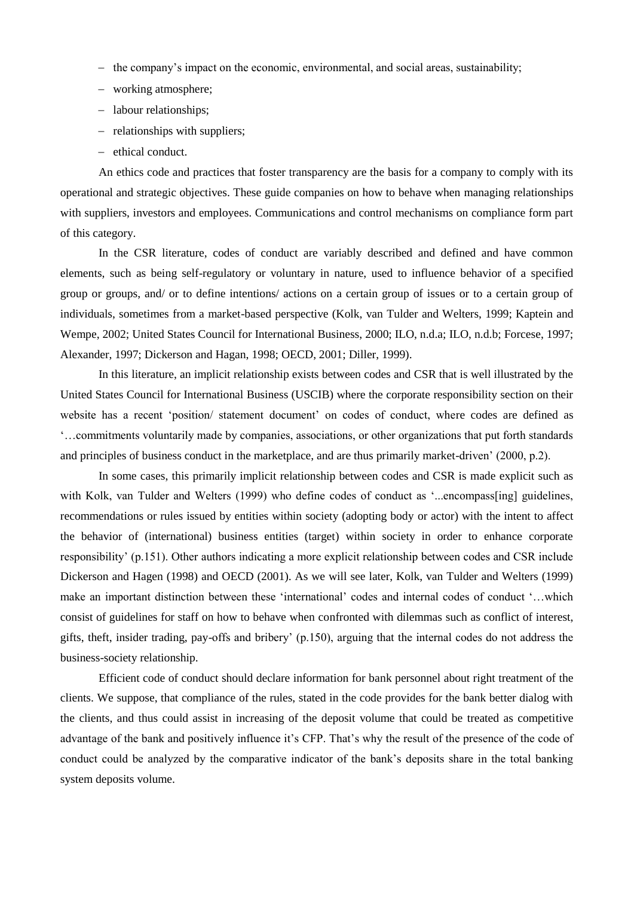- the company's impact on the economic, environmental, and social areas, sustainability;
- working atmosphere;
- labour relationships;
- relationships with suppliers;
- ethical conduct.

An ethics code and practices that foster transparency are the basis for a company to comply with its operational and strategic objectives. These guide companies on how to behave when managing relationships with suppliers, investors and employees. Communications and control mechanisms on compliance form part of this category.

In the CSR literature, codes of conduct are variably described and defined and have common elements, such as being self-regulatory or voluntary in nature, used to influence behavior of a specified group or groups, and/ or to define intentions/ actions on a certain group of issues or to a certain group of individuals, sometimes from a market-based perspective (Kolk, van Tulder and Welters, 1999; Kaptein and Wempe, 2002; United States Council for International Business, 2000; ILO, n.d.a; ILO, n.d.b; Forcese, 1997; Alexander, 1997; Dickerson and Hagan, 1998; OECD, 2001; Diller, 1999).

In this literature, an implicit relationship exists between codes and CSR that is well illustrated by the United States Council for International Business (USCIB) where the corporate responsibility section on their website has a recent 'position/ statement document' on codes of conduct, where codes are defined as '…commitments voluntarily made by companies, associations, or other organizations that put forth standards and principles of business conduct in the marketplace, and are thus primarily market-driven' (2000, p.2).

In some cases, this primarily implicit relationship between codes and CSR is made explicit such as with Kolk, van Tulder and Welters (1999) who define codes of conduct as '...encompass[ing] guidelines, recommendations or rules issued by entities within society (adopting body or actor) with the intent to affect the behavior of (international) business entities (target) within society in order to enhance corporate responsibility' (p.151). Other authors indicating a more explicit relationship between codes and CSR include Dickerson and Hagen (1998) and OECD (2001). As we will see later, Kolk, van Tulder and Welters (1999) make an important distinction between these 'international' codes and internal codes of conduct '…which consist of guidelines for staff on how to behave when confronted with dilemmas such as conflict of interest, gifts, theft, insider trading, pay-offs and bribery' (p.150), arguing that the internal codes do not address the business-society relationship.

Efficient code of conduct should declare information for bank personnel about right treatment of the clients. We suppose, that compliance of the rules, stated in the code provides for the bank better dialog with the clients, and thus could assist in increasing of the deposit volume that could be treated as competitive advantage of the bank and positively influence it's CFP. That's why the result of the presence of the code of conduct could be analyzed by the comparative indicator of the bank's deposits share in the total banking system deposits volume.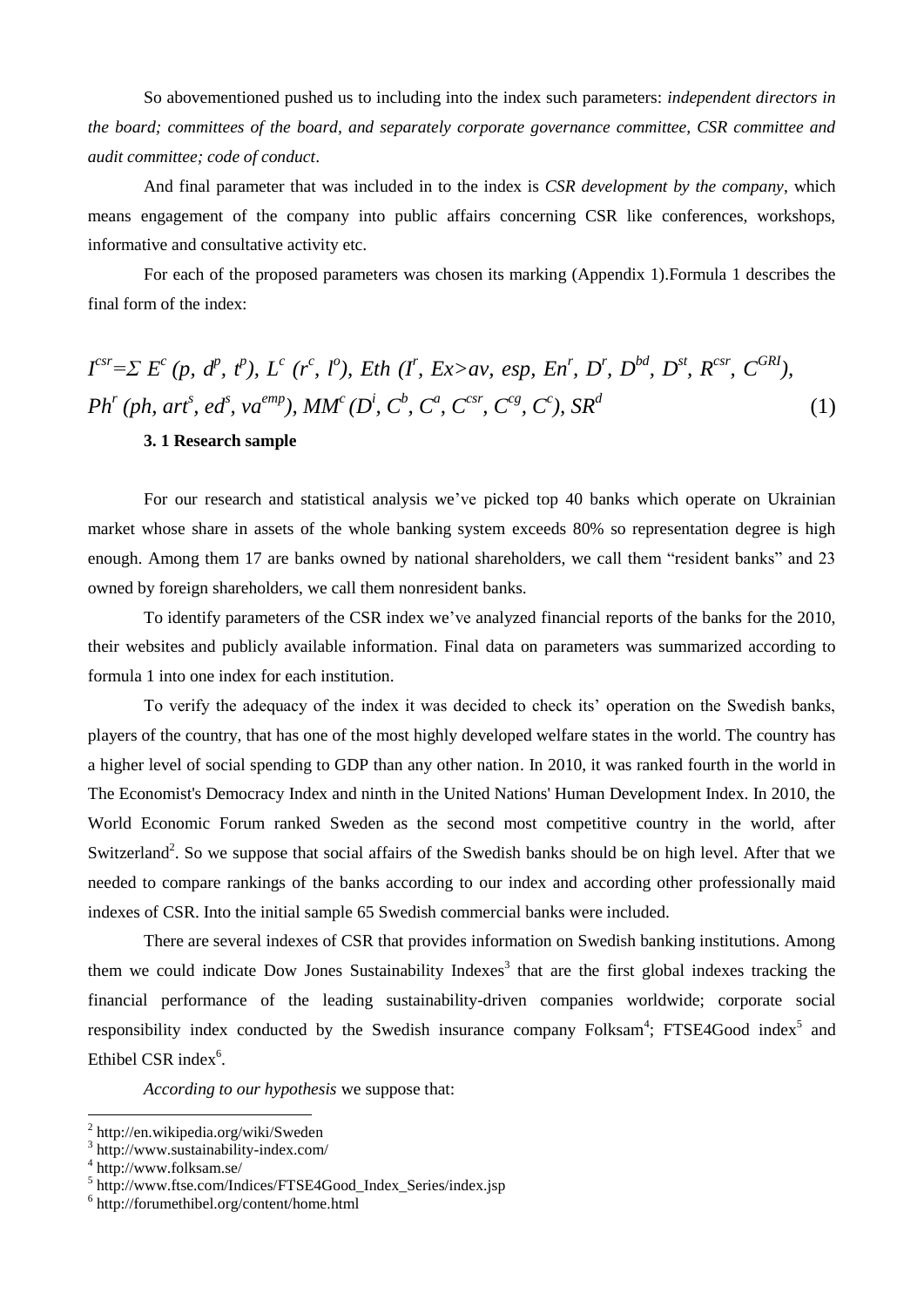So abovementioned pushed us to including into the index such parameters: *independent directors in the board; committees of the board, and separately corporate governance committee, CSR committee and audit committee; code of conduct*.

And final parameter that was included in to the index is *CSR development by the company*, which means engagement of the company into public affairs concerning CSR like conferences, workshops, informative and consultative activity etc.

For each of the proposed parameters was chosen its marking (Appendix 1).Formula 1 describes the final form of the index:

$$I^{csr}=\Sigma\ E^{c}\ (p,\ d^{p},\ t^{p}),\ L^{c}\ (r^{c},\ l^{o}),\ Eth\ (I^{r},\ Ex>av,\ esp,\ En^{r},\ D^{r},\ D^{bd},\ D^{st},\ R^{csr},\ C^{GRI}),$$
$$Ph^{r}\ (ph,\ art^{s},\ ed^{s},\ va^{emp}),\ MM^{c}\ (D^{i},\ C^{b},\ C^{a},\ C^{csr},\ C^{cg},\ C^{c}),\ SR^{d} \qquad (1)$$

### 3. 1 Research sample

For our research and statistical analysis we've picked top 40 banks which operate on Ukrainian market whose share in assets of the whole banking system exceeds 80% so representation degree is high enough. Among them 17 are banks owned by national shareholders, we call them "resident banks" and 23 owned by foreign shareholders, we call them nonresident banks.

To identify parameters of the CSR index we've analyzed financial reports of the banks for the 2010, their websites and publicly available information. Final data on parameters was summarized according to formula 1 into one index for each institution.

To verify the adequacy of the index it was decided to check its' operation on the Swedish banks, players of the country, that has one of the most highly developed welfare states in the world. The country has a higher level of social spending to GDP than any other nation. In 2010, it was ranked fourth in the world in The Economist's Democracy Index and ninth in the United Nations' Human Development Index. In 2010, the World Economic Forum ranked Sweden as the second most competitive country in the world, after Switzerland[2]. So we suppose that social affairs of the Swedish banks should be on high level. After that we needed to compare rankings of the banks according to our index and according other professionally maid indexes of CSR. Into the initial sample 65 Swedish commercial banks were included.

There are several indexes of CSR that provides information on Swedish banking institutions. Among them we could indicate Dow Jones Sustainability Indexes[3] that are the first global indexes tracking the financial performance of the leading sustainability-driven companies worldwide; corporate social responsibility index conducted by the Swedish insurance company Folksam[4]; FTSE4Good index[5] and Ethibel CSR index[6].

*According to our hypothesis* we suppose that:

[2] http://en.wikipedia.org/wiki/Sweden
[3] http://www.sustainability-index.com/
[4] http://www.folksam.se/
[5] http://www.ftse.com/Indices/FTSE4Good_Index_Series/index.jsp
[6] http://forumethibel.org/content/home.html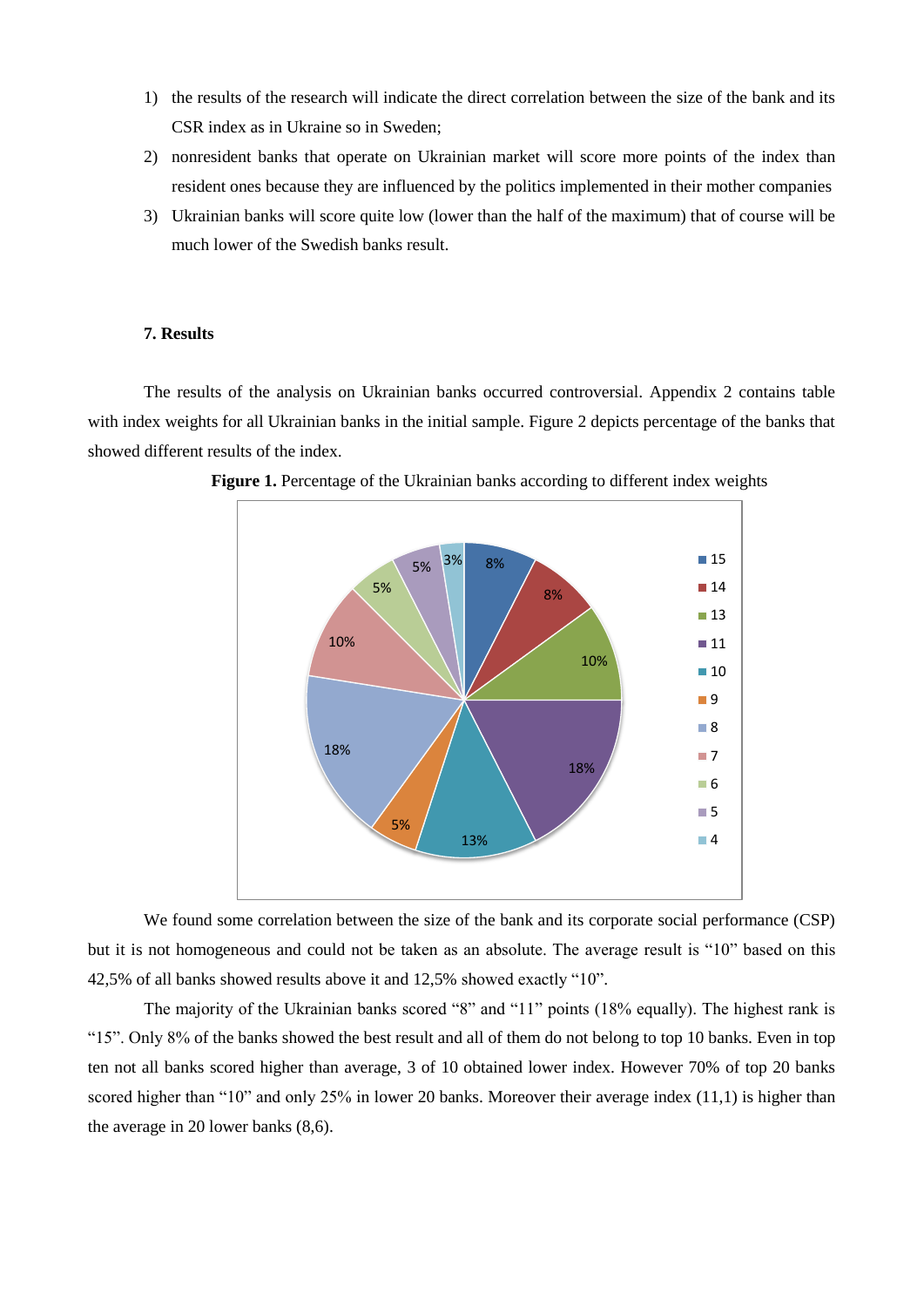1) the results of the research will indicate the direct correlation between the size of the bank and its CSR index as in Ukraine so in Sweden;
2) nonresident banks that operate on Ukrainian market will score more points of the index than resident ones because they are influenced by the politics implemented in their mother companies
3) Ukrainian banks will score quite low (lower than the half of the maximum) that of course will be much lower of the Swedish banks result.

## 7. Results

The results of the analysis on Ukrainian banks occurred controversial. Appendix 2 contains table with index weights for all Ukrainian banks in the initial sample. Figure 2 depicts percentage of the banks that showed different results of the index.

**Figure 1.** Percentage of the Ukrainian banks according to different index weights

We found some correlation between the size of the bank and its corporate social performance (CSP) but it is not homogeneous and could not be taken as an absolute. The average result is "10" based on this 42,5% of all banks showed results above it and 12,5% showed exactly "10".

The majority of the Ukrainian banks scored "8" and "11" points (18% equally). The highest rank is "15". Only 8% of the banks showed the best result and all of them do not belong to top 10 banks. Even in top ten not all banks scored higher than average, 3 of 10 obtained lower index. However 70% of top 20 banks scored higher than "10" and only 25% in lower 20 banks. Moreover their average index (11,1) is higher than the average in 20 lower banks (8,6).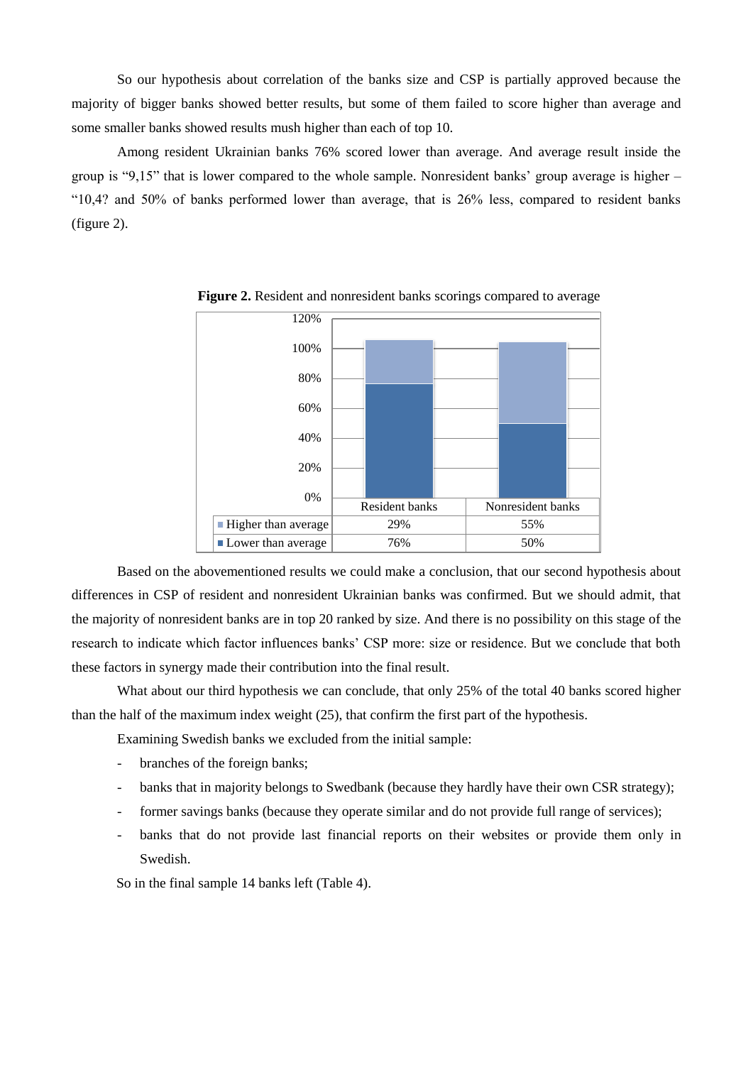So our hypothesis about correlation of the banks size and CSP is partially approved because the majority of bigger banks showed better results, but some of them failed to score higher than average and some smaller banks showed results mush higher than each of top 10.

Among resident Ukrainian banks 76% scored lower than average. And average result inside the group is "9,15" that is lower compared to the whole sample. Nonresident banks' group average is higher – "10,4? and 50% of banks performed lower than average, that is 26% less, compared to resident banks (figure 2).

**Figure 2.** Resident and nonresident banks scorings compared to average

| | Resident banks | Nonresident banks |
|---|---|---|
| Higher than average | 29% | 55% |
| Lower than average | 76% | 50% |

Based on the abovementioned results we could make a conclusion, that our second hypothesis about differences in CSP of resident and nonresident Ukrainian banks was confirmed. But we should admit, that the majority of nonresident banks are in top 20 ranked by size. And there is no possibility on this stage of the research to indicate which factor influences banks' CSP more: size or residence. But we conclude that both these factors in synergy made their contribution into the final result.

What about our third hypothesis we can conclude, that only 25% of the total 40 banks scored higher than the half of the maximum index weight (25), that confirm the first part of the hypothesis.

Examining Swedish banks we excluded from the initial sample:

- branches of the foreign banks;
- banks that in majority belongs to Swedbank (because they hardly have their own CSR strategy);
- former savings banks (because they operate similar and do not provide full range of services);
- banks that do not provide last financial reports on their websites or provide them only in Swedish.

So in the final sample 14 banks left (Table 4).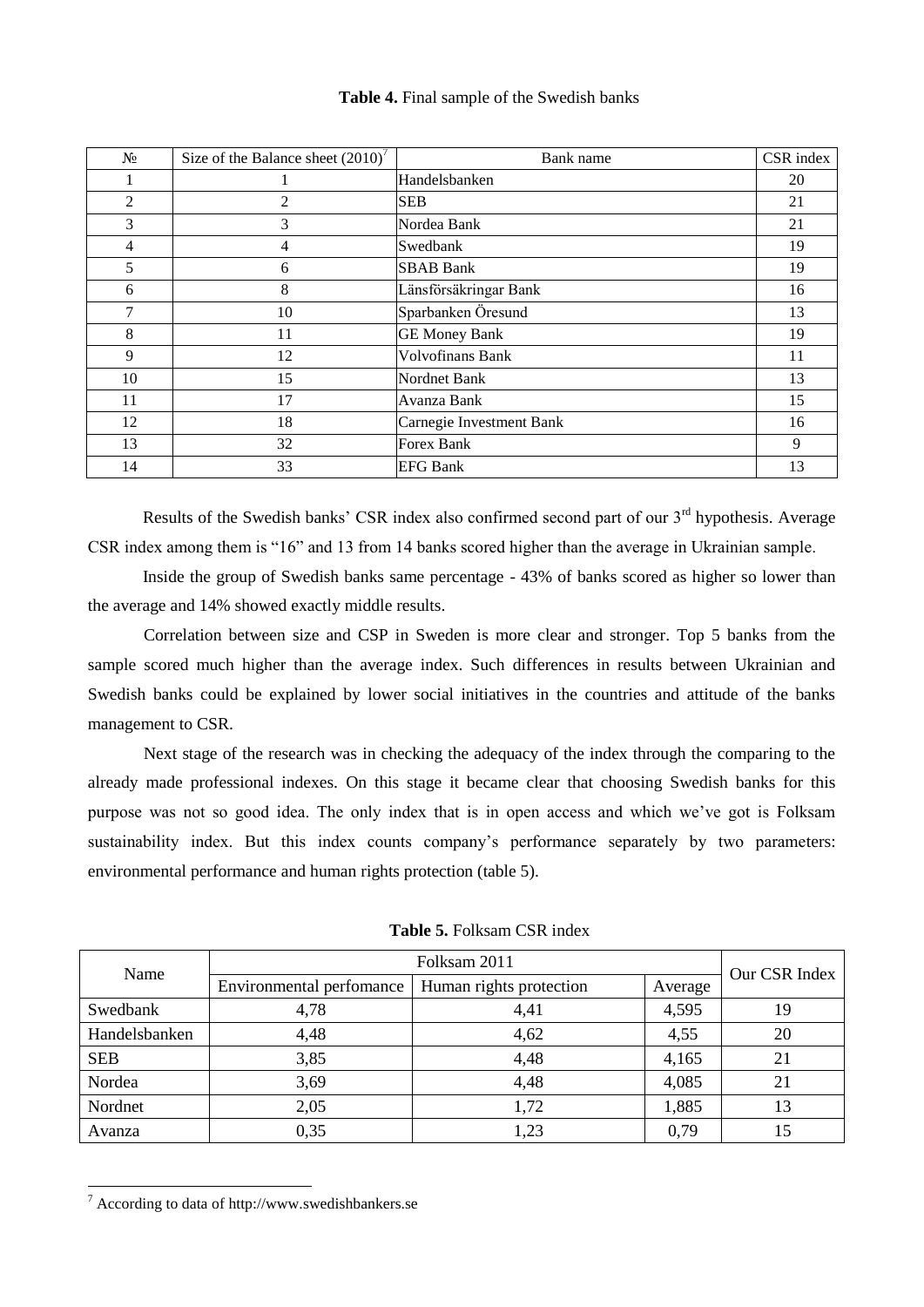**Table 4.** Final sample of the Swedish banks

| № | Size of the Balance sheet (2010)[7] | Bank name | CSR index |
|---|---|---|---|
| 1 | 1 | Handelsbanken | 20 |
| 2 | 2 | SEB | 21 |
| 3 | 3 | Nordea Bank | 21 |
| 4 | 4 | Swedbank | 19 |
| 5 | 6 | SBAB Bank | 19 |
| 6 | 8 | Länsförsäkringar Bank | 16 |
| 7 | 10 | Sparbanken Öresund | 13 |
| 8 | 11 | GE Money Bank | 19 |
| 9 | 12 | Volvofinans Bank | 11 |
| 10 | 15 | Nordnet Bank | 13 |
| 11 | 17 | Avanza Bank | 15 |
| 12 | 18 | Carnegie Investment Bank | 16 |
| 13 | 32 | Forex Bank | 9 |
| 14 | 33 | EFG Bank | 13 |

Results of the Swedish banks' CSR index also confirmed second part of our 3rd hypothesis. Average CSR index among them is "16" and 13 from 14 banks scored higher than the average in Ukrainian sample.

Inside the group of Swedish banks same percentage - 43% of banks scored as higher so lower than the average and 14% showed exactly middle results.

Correlation between size and CSP in Sweden is more clear and stronger. Top 5 banks from the sample scored much higher than the average index. Such differences in results between Ukrainian and Swedish banks could be explained by lower social initiatives in the countries and attitude of the banks management to CSR.

Next stage of the research was in checking the adequacy of the index through the comparing to the already made professional indexes. On this stage it became clear that choosing Swedish banks for this purpose was not so good idea. The only index that is in open access and which we've got is Folksam sustainability index. But this index counts company's performance separately by two parameters: environmental performance and human rights protection (table 5).

**Table 5.** Folksam CSR index

| Name | Folksam 2011 | | | Our CSR Index |
|---|---|---|---|---|
| | Environmental perfomance | Human rights protection | Average | |
| Swedbank | 4,78 | 4,41 | 4,595 | 19 |
| Handelsbanken | 4,48 | 4,62 | 4,55 | 20 |
| SEB | 3,85 | 4,48 | 4,165 | 21 |
| Nordea | 3,69 | 4,48 | 4,085 | 21 |
| Nordnet | 2,05 | 1,72 | 1,885 | 13 |
| Avanza | 0,35 | 1,23 | 0,79 | 15 |

[7] According to data of http://www.swedishbankers.se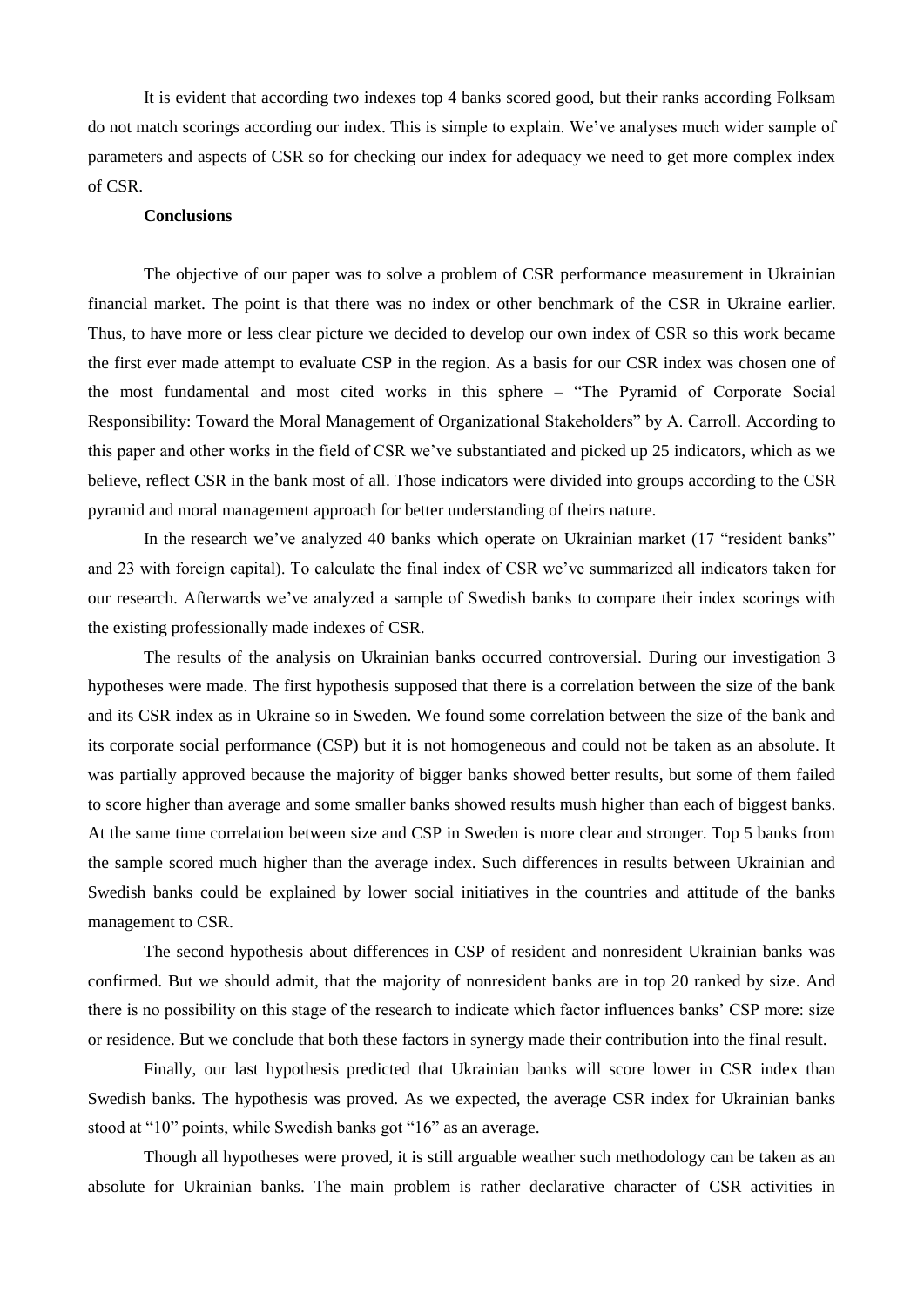It is evident that according two indexes top 4 banks scored good, but their ranks according Folksam do not match scorings according our index. This is simple to explain. We've analyses much wider sample of parameters and aspects of CSR so for checking our index for adequacy we need to get more complex index of CSR.

## Conclusions

The objective of our paper was to solve a problem of CSR performance measurement in Ukrainian financial market. The point is that there was no index or other benchmark of the CSR in Ukraine earlier. Thus, to have more or less clear picture we decided to develop our own index of CSR so this work became the first ever made attempt to evaluate CSP in the region. As a basis for our CSR index was chosen one of the most fundamental and most cited works in this sphere – "The Pyramid of Corporate Social Responsibility: Toward the Moral Management of Organizational Stakeholders" by A. Carroll. According to this paper and other works in the field of CSR we've substantiated and picked up 25 indicators, which as we believe, reflect CSR in the bank most of all. Those indicators were divided into groups according to the CSR pyramid and moral management approach for better understanding of theirs nature.

In the research we've analyzed 40 banks which operate on Ukrainian market (17 "resident banks" and 23 with foreign capital). To calculate the final index of CSR we've summarized all indicators taken for our research. Afterwards we've analyzed a sample of Swedish banks to compare their index scorings with the existing professionally made indexes of CSR.

The results of the analysis on Ukrainian banks occurred controversial. During our investigation 3 hypotheses were made. The first hypothesis supposed that there is a correlation between the size of the bank and its CSR index as in Ukraine so in Sweden. We found some correlation between the size of the bank and its corporate social performance (CSP) but it is not homogeneous and could not be taken as an absolute. It was partially approved because the majority of bigger banks showed better results, but some of them failed to score higher than average and some smaller banks showed results mush higher than each of biggest banks. At the same time correlation between size and CSP in Sweden is more clear and stronger. Top 5 banks from the sample scored much higher than the average index. Such differences in results between Ukrainian and Swedish banks could be explained by lower social initiatives in the countries and attitude of the banks management to CSR.

The second hypothesis about differences in CSP of resident and nonresident Ukrainian banks was confirmed. But we should admit, that the majority of nonresident banks are in top 20 ranked by size. And there is no possibility on this stage of the research to indicate which factor influences banks' CSP more: size or residence. But we conclude that both these factors in synergy made their contribution into the final result.

Finally, our last hypothesis predicted that Ukrainian banks will score lower in CSR index than Swedish banks. The hypothesis was proved. As we expected, the average CSR index for Ukrainian banks stood at "10" points, while Swedish banks got "16" as an average.

Though all hypotheses were proved, it is still arguable weather such methodology can be taken as an absolute for Ukrainian banks. The main problem is rather declarative character of CSR activities in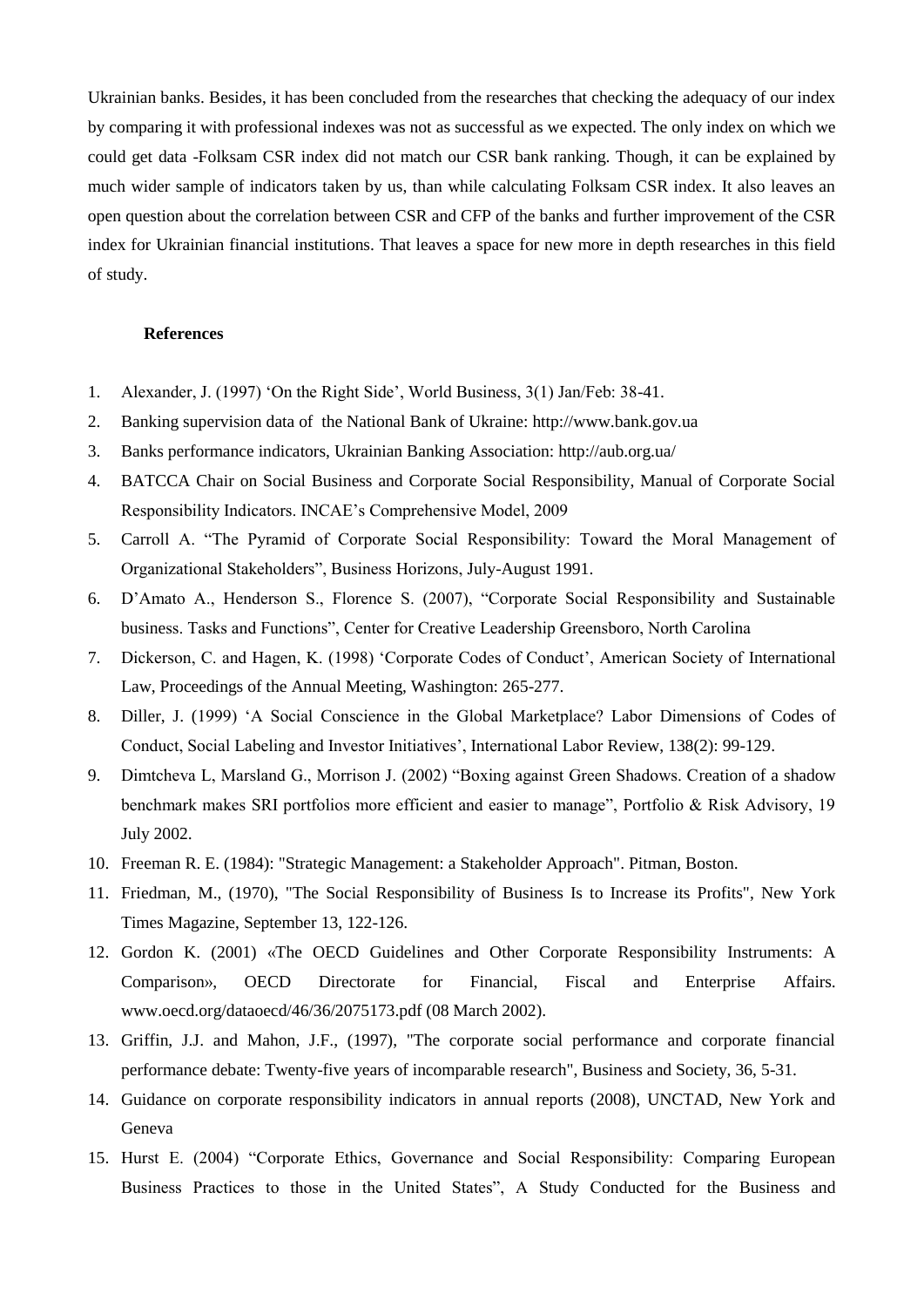Ukrainian banks. Besides, it has been concluded from the researches that checking the adequacy of our index by comparing it with professional indexes was not as successful as we expected. The only index on which we could get data -Folksam CSR index did not match our CSR bank ranking. Though, it can be explained by much wider sample of indicators taken by us, than while calculating Folksam CSR index. It also leaves an open question about the correlation between CSR and CFP of the banks and further improvement of the CSR index for Ukrainian financial institutions. That leaves a space for new more in depth researches in this field of study.

## References

1. Alexander, J. (1997) 'On the Right Side', World Business, 3(1) Jan/Feb: 38-41.
2. Banking supervision data of the National Bank of Ukraine: http://www.bank.gov.ua
3. Banks performance indicators, Ukrainian Banking Association: http://aub.org.ua/
4. BATCCA Chair on Social Business and Corporate Social Responsibility, Manual of Corporate Social Responsibility Indicators. INCAE's Comprehensive Model, 2009
5. Carroll A. "The Pyramid of Corporate Social Responsibility: Toward the Moral Management of Organizational Stakeholders", Business Horizons, July-August 1991.
6. D'Amato A., Henderson S., Florence S. (2007), "Corporate Social Responsibility and Sustainable business. Tasks and Functions", Center for Creative Leadership Greensboro, North Carolina
7. Dickerson, C. and Hagen, K. (1998) 'Corporate Codes of Conduct', American Society of International Law, Proceedings of the Annual Meeting, Washington: 265-277.
8. Diller, J. (1999) 'A Social Conscience in the Global Marketplace? Labor Dimensions of Codes of Conduct, Social Labeling and Investor Initiatives', International Labor Review, 138(2): 99-129.
9. Dimtcheva L, Marsland G., Morrison J. (2002) "Boxing against Green Shadows. Creation of a shadow benchmark makes SRI portfolios more efficient and easier to manage", Portfolio & Risk Advisory, 19 July 2002.
10. Freeman R. E. (1984): "Strategic Management: a Stakeholder Approach". Pitman, Boston.
11. Friedman, M., (1970), "The Social Responsibility of Business Is to Increase its Profits", New York Times Magazine, September 13, 122-126.
12. Gordon K. (2001) «The OECD Guidelines and Other Corporate Responsibility Instruments: A Comparison», OECD Directorate for Financial, Fiscal and Enterprise Affairs. www.oecd.org/dataoecd/46/36/2075173.pdf (08 March 2002).
13. Griffin, J.J. and Mahon, J.F., (1997), "The corporate social performance and corporate financial performance debate: Twenty-five years of incomparable research", Business and Society, 36, 5-31.
14. Guidance on corporate responsibility indicators in annual reports (2008), UNCTAD, New York and Geneva
15. Hurst E. (2004) "Corporate Ethics, Governance and Social Responsibility: Comparing European Business Practices to those in the United States", A Study Conducted for the Business and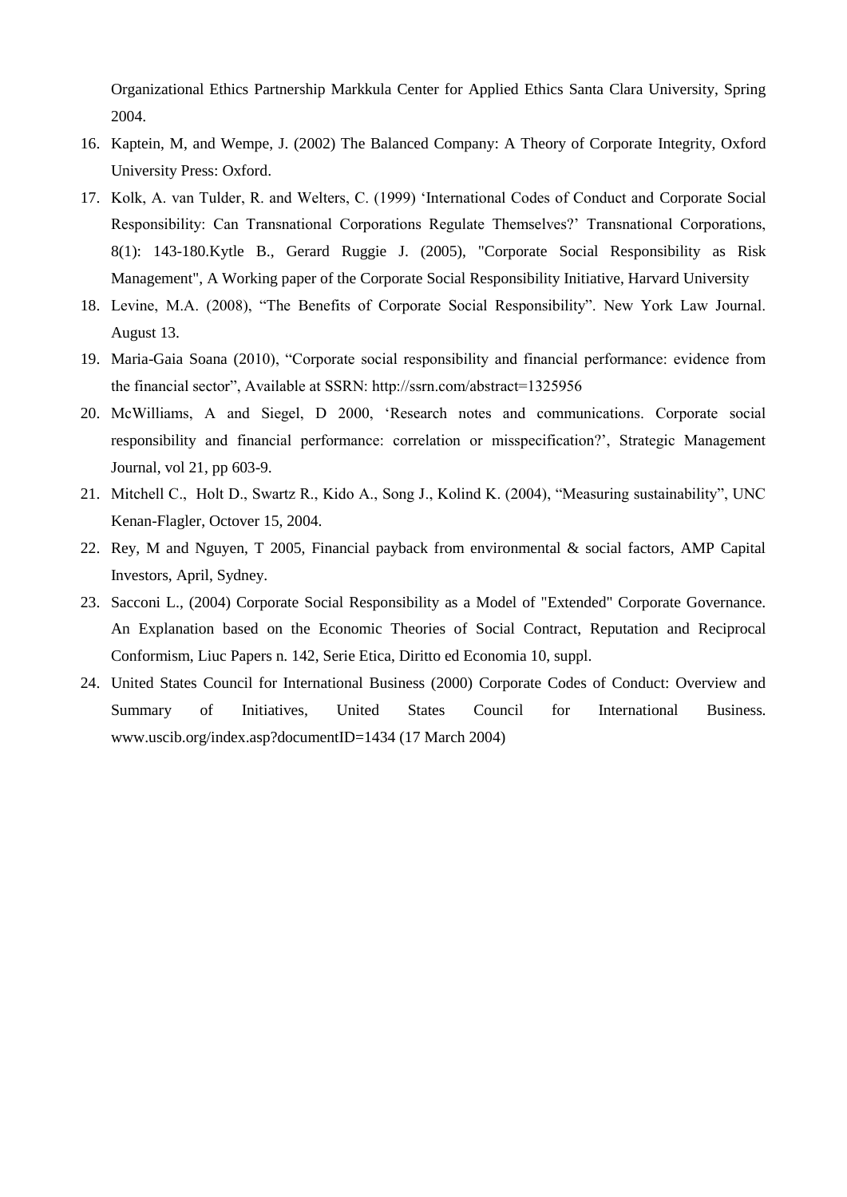Organizational Ethics Partnership Markkula Center for Applied Ethics Santa Clara University, Spring 2004.

16. Kaptein, M, and Wempe, J. (2002) The Balanced Company: A Theory of Corporate Integrity, Oxford University Press: Oxford.
17. Kolk, A. van Tulder, R. and Welters, C. (1999) 'International Codes of Conduct and Corporate Social Responsibility: Can Transnational Corporations Regulate Themselves?' Transnational Corporations, 8(1): 143-180.Kytle B., Gerard Ruggie J. (2005), "Corporate Social Responsibility as Risk Management", A Working paper of the Corporate Social Responsibility Initiative, Harvard University
18. Levine, M.A. (2008), "The Benefits of Corporate Social Responsibility". New York Law Journal. August 13.
19. Maria-Gaia Soana (2010), "Corporate social responsibility and financial performance: evidence from the financial sector", Available at SSRN: http://ssrn.com/abstract=1325956
20. McWilliams, A and Siegel, D 2000, 'Research notes and communications. Corporate social responsibility and financial performance: correlation or misspecification?', Strategic Management Journal, vol 21, pp 603-9.
21. Mitchell C., Holt D., Swartz R., Kido A., Song J., Kolind K. (2004), "Measuring sustainability", UNC Kenan-Flagler, Octover 15, 2004.
22. Rey, M and Nguyen, T 2005, Financial payback from environmental & social factors, AMP Capital Investors, April, Sydney.
23. Sacconi L., (2004) Corporate Social Responsibility as a Model of "Extended" Corporate Governance. An Explanation based on the Economic Theories of Social Contract, Reputation and Reciprocal Conformism, Liuc Papers n. 142, Serie Etica, Diritto ed Economia 10, suppl.
24. United States Council for International Business (2000) Corporate Codes of Conduct: Overview and Summary of Initiatives, United States Council for International Business. www.uscib.org/index.asp?documentID=1434 (17 March 2004)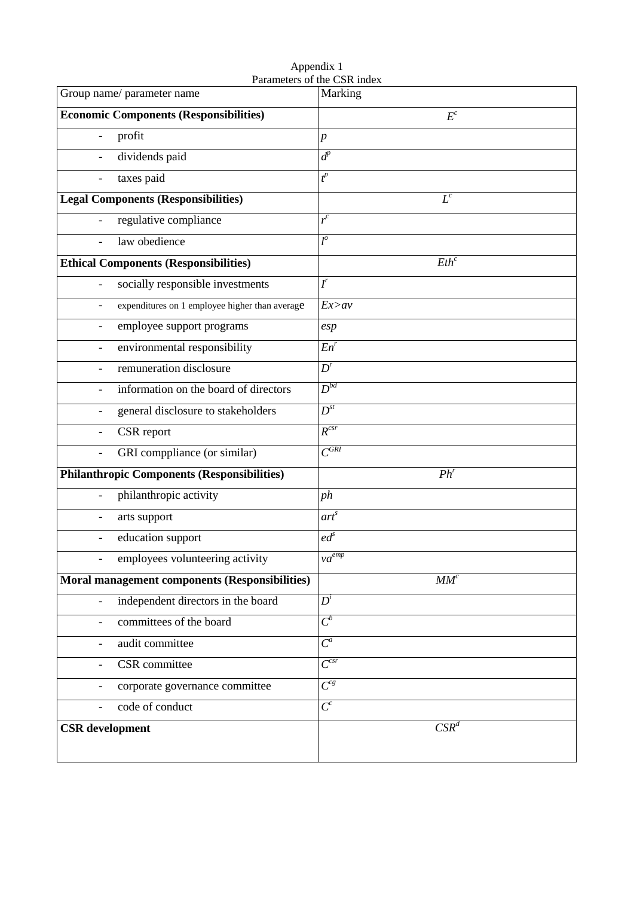Appendix 1

Parameters of the CSR index

| Group name/ parameter name | Marking |
|---|---|
| **Economic Components (Responsibilities)** | $E^c$ |
| - profit | $p$ |
| - dividends paid | $d^p$ |
| - taxes paid | $t^p$ |
| **Legal Components (Responsibilities)** | $L^c$ |
| - regulative compliance | $r^c$ |
| - law obedience | $l^o$ |
| **Ethical Components (Responsibilities)** | $Eth^c$ |
| - socially responsible investments | $I^r$ |
| - expenditures on 1 employee higher than average | $Ex>av$ |
| - employee support programs | $esp$ |
| - environmental responsibility | $En^r$ |
| - remuneration disclosure | $D^r$ |
| - information on the board of directors | $D^{bd}$ |
| - general disclosure to stakeholders | $D^{st}$ |
| - CSR report | $R^{csr}$ |
| - GRI comppliance (or similar) | $C^{GRI}$ |
| **Philanthropic Components (Responsibilities)** | $Ph^r$ |
| - philanthropic activity | $ph$ |
| - arts support | $art^s$ |
| - education support | $ed^s$ |
| - employees volunteering activity | $va^{emp}$ |
| **Moral management components (Responsibilities)** | $MM^c$ |
| - independent directors in the board | $D^i$ |
| - committees of the board | $C^b$ |
| - audit committee | $C^a$ |
| - CSR committee | $C^{csr}$ |
| - corporate governance committee | $C^{cg}$ |
| - code of conduct | $C^c$ |
| **CSR development** | $CSR^d$ |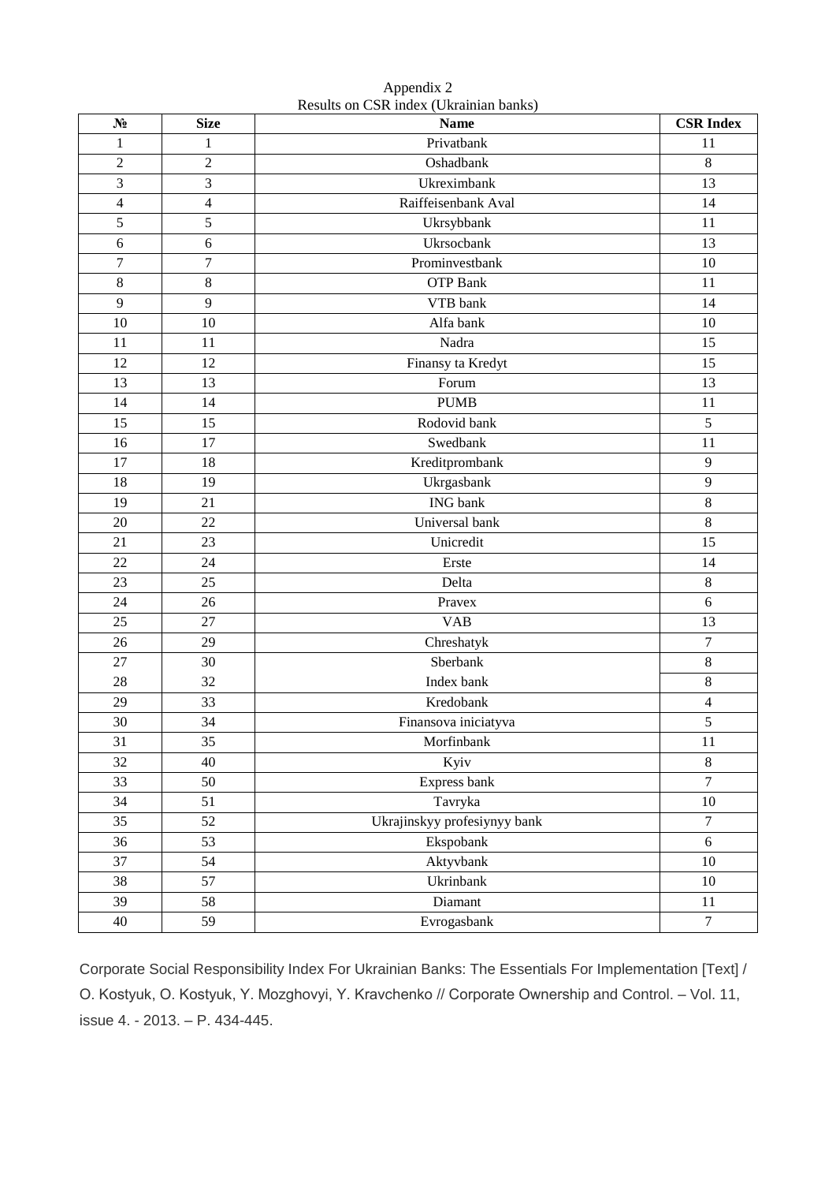Appendix 2

Results on CSR index (Ukrainian banks)

| № | Size | Name | CSR Index |
|---|---|---|---|
| 1 | 1 | Privatbank | 11 |
| 2 | 2 | Oshadbank | 8 |
| 3 | 3 | Ukreximbank | 13 |
| 4 | 4 | Raiffeisenbank Aval | 14 |
| 5 | 5 | Ukrsybbank | 11 |
| 6 | 6 | Ukrsocbank | 13 |
| 7 | 7 | Prominvestbank | 10 |
| 8 | 8 | OTP Bank | 11 |
| 9 | 9 | VTB bank | 14 |
| 10 | 10 | Alfa bank | 10 |
| 11 | 11 | Nadra | 15 |
| 12 | 12 | Finansy ta Kredyt | 15 |
| 13 | 13 | Forum | 13 |
| 14 | 14 | PUMB | 11 |
| 15 | 15 | Rodovid bank | 5 |
| 16 | 17 | Swedbank | 11 |
| 17 | 18 | Kreditprombank | 9 |
| 18 | 19 | Ukrgasbank | 9 |
| 19 | 21 | ING bank | 8 |
| 20 | 22 | Universal bank | 8 |
| 21 | 23 | Unicredit | 15 |
| 22 | 24 | Erste | 14 |
| 23 | 25 | Delta | 8 |
| 24 | 26 | Pravex | 6 |
| 25 | 27 | VAB | 13 |
| 26 | 29 | Chreshatyk | 7 |
| 27 | 30 | Sberbank | 8 |
| 28 | 32 | Index bank | 8 |
| 29 | 33 | Kredobank | 4 |
| 30 | 34 | Finansova iniciatyva | 5 |
| 31 | 35 | Morfinbank | 11 |
| 32 | 40 | Kyiv | 8 |
| 33 | 50 | Express bank | 7 |
| 34 | 51 | Tavryka | 10 |
| 35 | 52 | Ukrajinskyy profesiynyy bank | 7 |
| 36 | 53 | Ekspobank | 6 |
| 37 | 54 | Aktyvbank | 10 |
| 38 | 57 | Ukrinbank | 10 |
| 39 | 58 | Diamant | 11 |
| 40 | 59 | Evrogasbank | 7 |

Corporate Social Responsibility Index For Ukrainian Banks: The Essentials For Implementation [Text] / O. Kostyuk, O. Kostyuk, Y. Mozghovyi, Y. Kravchenko // Corporate Ownership and Control. – Vol. 11, issue 4. - 2013. – P. 434-445.